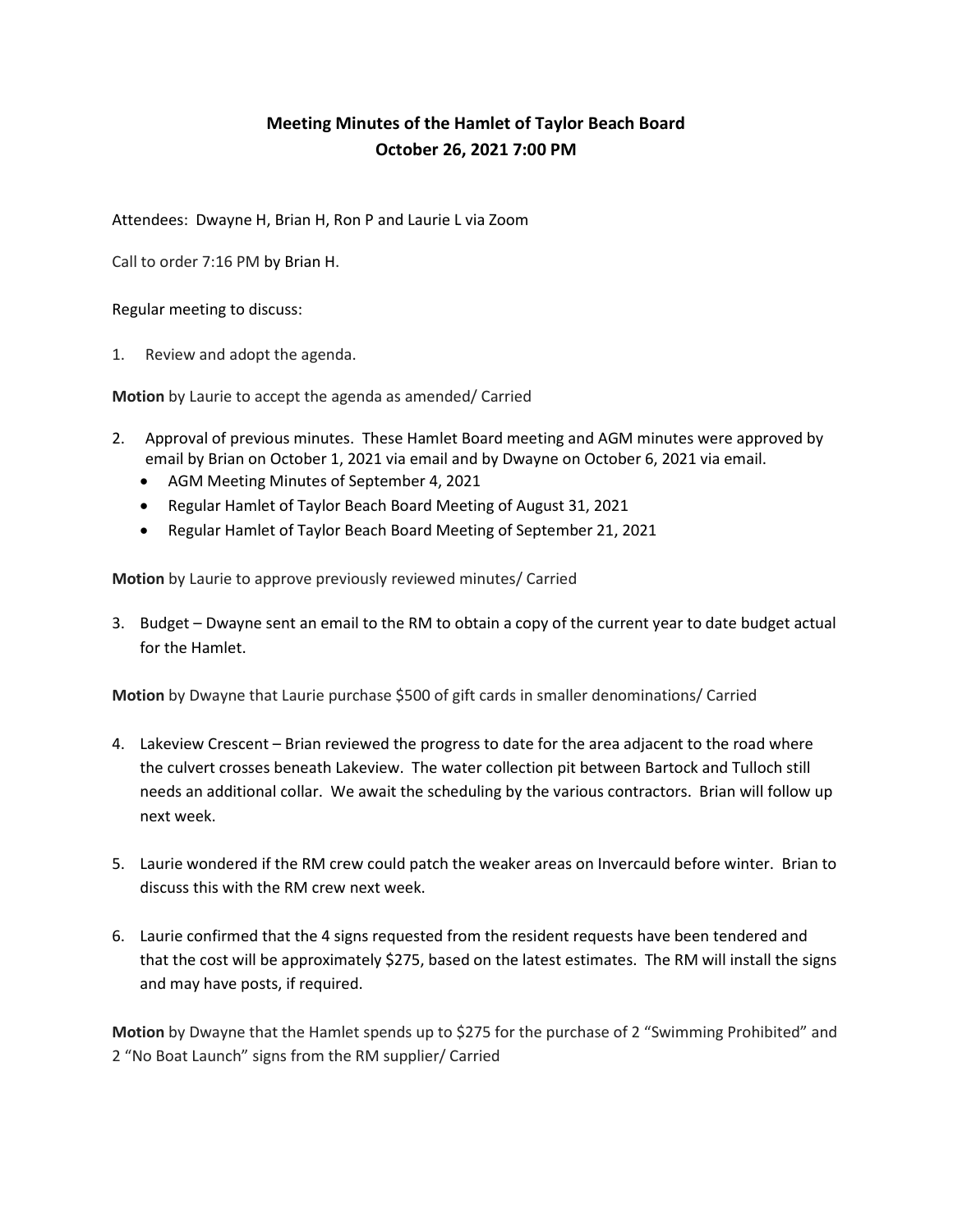# Meeting Minutes of the Hamlet of Taylor Beach Board
## October 26, 2021 7:00 PM

Attendees: Dwayne H, Brian H, Ron P and Laurie L via Zoom

Call to order 7:16 PM by Brian H.

Regular meeting to discuss:

1. Review and adopt the agenda.

**Motion** by Laurie to accept the agenda as amended/ Carried

2. Approval of previous minutes. These Hamlet Board meeting and AGM minutes were approved by email by Brian on October 1, 2021 via email and by Dwayne on October 6, 2021 via email.
   - AGM Meeting Minutes of September 4, 2021
   - Regular Hamlet of Taylor Beach Board Meeting of August 31, 2021
   - Regular Hamlet of Taylor Beach Board Meeting of September 21, 2021

**Motion** by Laurie to approve previously reviewed minutes/ Carried

3. Budget – Dwayne sent an email to the RM to obtain a copy of the current year to date budget actual for the Hamlet.

**Motion** by Dwayne that Laurie purchase $500 of gift cards in smaller denominations/ Carried

4. Lakeview Crescent – Brian reviewed the progress to date for the area adjacent to the road where the culvert crosses beneath Lakeview. The water collection pit between Bartock and Tulloch still needs an additional collar. We await the scheduling by the various contractors. Brian will follow up next week.

5. Laurie wondered if the RM crew could patch the weaker areas on Invercauld before winter. Brian to discuss this with the RM crew next week.

6. Laurie confirmed that the 4 signs requested from the resident requests have been tendered and that the cost will be approximately $275, based on the latest estimates. The RM will install the signs and may have posts, if required.

**Motion** by Dwayne that the Hamlet spends up to $275 for the purchase of 2 "Swimming Prohibited" and 2 "No Boat Launch" signs from the RM supplier/ Carried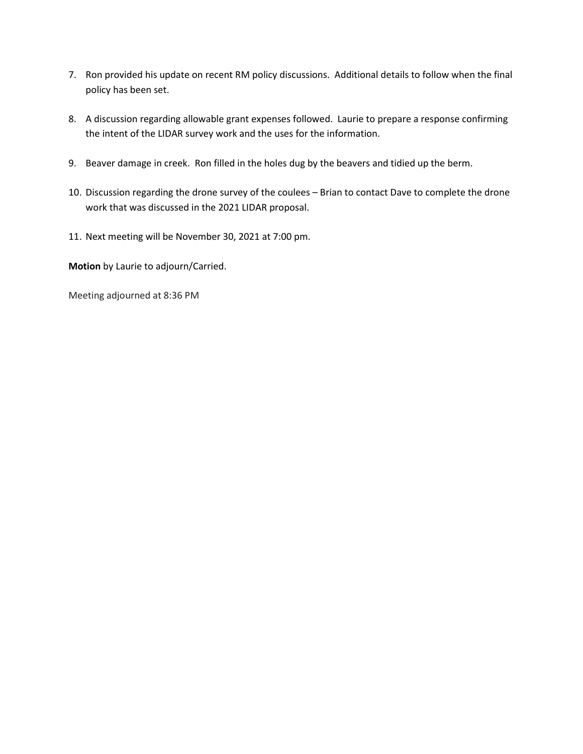7. Ron provided his update on recent RM policy discussions. Additional details to follow when the final policy has been set.

8. A discussion regarding allowable grant expenses followed. Laurie to prepare a response confirming the intent of the LIDAR survey work and the uses for the information.

9. Beaver damage in creek. Ron filled in the holes dug by the beavers and tidied up the berm.

10. Discussion regarding the drone survey of the coulees – Brian to contact Dave to complete the drone work that was discussed in the 2021 LIDAR proposal.

11. Next meeting will be November 30, 2021 at 7:00 pm.

**Motion** by Laurie to adjourn/Carried.

Meeting adjourned at 8:36 PM